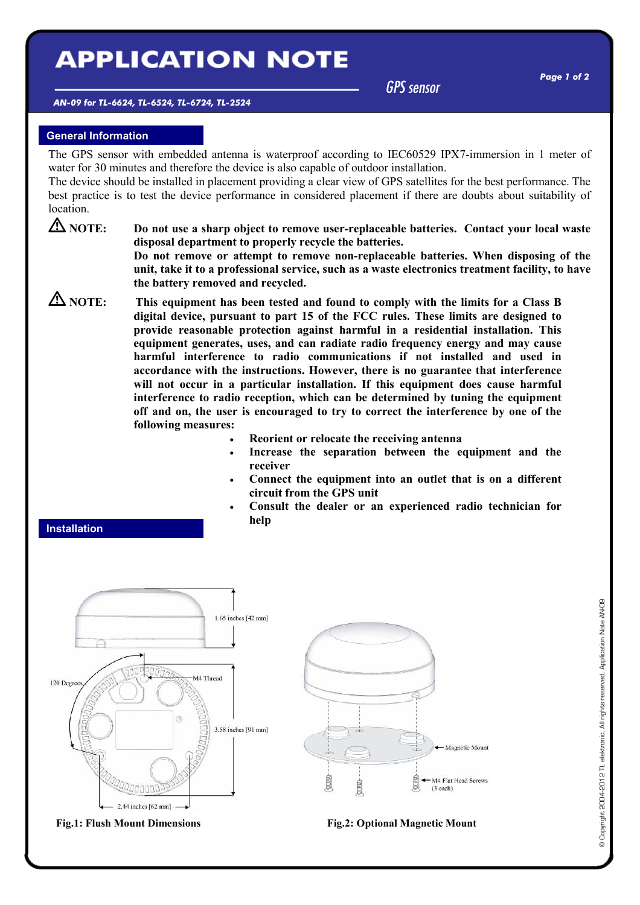# APPLICATION NOTE

GPS sensor

*AN-09 for TL-6624, TL-6524, TL-6724, TL-2524*

## General Information

The GPS sensor with embedded antenna is waterproof according to IEC60529 IPX7-immersion in 1 meter of water for 30 minutes and therefore the device is also capable of outdoor installation.

The device should be installed in placement providing a clear view of GPS satellites for the best performance. The best practice is to test the device performance in considered placement if there are doubts about suitability of location.

⚠ **NOTE:** **Do not use a sharp object to remove user-replaceable batteries. Contact your local waste disposal department to properly recycle the batteries.**
**Do not remove or attempt to remove non-replaceable batteries. When disposing of the unit, take it to a professional service, such as a waste electronics treatment facility, to have the battery removed and recycled.**

⚠ **NOTE:** **This equipment has been tested and found to comply with the limits for a Class B digital device, pursuant to part 15 of the FCC rules. These limits are designed to provide reasonable protection against harmful in a residential installation. This equipment generates, uses, and can radiate radio frequency energy and may cause harmful interference to radio communications if not installed and used in accordance with the instructions. However, there is no guarantee that interference will not occur in a particular installation. If this equipment does cause harmful interference to radio reception, which can be determined by tuning the equipment off and on, the user is encouraged to try to correct the interference by one of the following measures:**

- **Reorient or relocate the receiving antenna**
- **Increase the separation between the equipment and the receiver**
- **Connect the equipment into an outlet that is on a different circuit from the GPS unit**
- **Consult the dealer or an experienced radio technician for help**

## Installation

1.65 inches [42 mm]

120 Degrees

M4 Thread

3.58 inches [91 mm]

2.44 inches [62 mm]

**Fig.1: Flush Mount Dimensions**

Magnetic Mount

M4 Flat Head Screws (3 each)

**Fig.2: Optional Magnetic Mount**

© Copyright 2004-2012 TL elektronic. All rights reserved. Application Note AN-09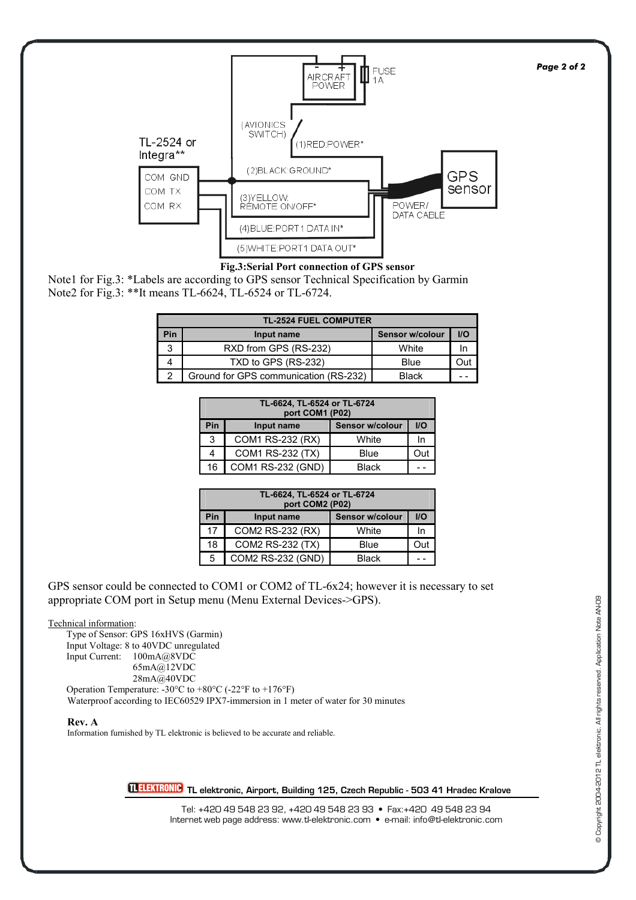TL-2524 or Integra**

COM GND
COM TX
COM RX

AIRCRAFT POWER
FUSE 1A
(AVIONICS SWITCH)
(1)RED:POWER*
(2)BLACK:GROUND*
(3)YELLOW: REMOTE ON/OFF*
(4)BLUE:PORT1 DATA IN*
(5)WHITE:PORT1 DATA OUT*
GPS sensor
POWER/ DATA CABLE

**Fig.3:Serial Port connection of GPS sensor**

Note1 for Fig.3: *Labels are according to GPS sensor Technical Specification by Garmin
Note2 for Fig.3: **It means TL-6624, TL-6524 or TL-6724.

| TL-2524 FUEL COMPUTER | | | |
|---|---|---|---|
| **Pin** | **Input name** | **Sensor w/colour** | **I/O** |
| 3 | RXD from GPS (RS-232) | White | In |
| 4 | TXD to GPS (RS-232) | Blue | Out |
| 2 | Ground for GPS communication (RS-232) | Black | - - |

| TL-6624, TL-6524 or TL-6724 port COM1 (P02) | | | |
|---|---|---|---|
| **Pin** | **Input name** | **Sensor w/colour** | **I/O** |
| 3 | COM1 RS-232 (RX) | White | In |
| 4 | COM1 RS-232 (TX) | Blue | Out |
| 16 | COM1 RS-232 (GND) | Black | - - |

| TL-6624, TL-6524 or TL-6724 port COM2 (P02) | | | |
|---|---|---|---|
| **Pin** | **Input name** | **Sensor w/colour** | **I/O** |
| 17 | COM2 RS-232 (RX) | White | In |
| 18 | COM2 RS-232 (TX) | Blue | Out |
| 5 | COM2 RS-232 (GND) | Black | - - |

GPS sensor could be connected to COM1 or COM2 of TL-6x24; however it is necessary to set appropriate COM port in Setup menu (Menu External Devices->GPS).

Technical information:

Type of Sensor: GPS 16xHVS (Garmin)
Input Voltage: 8 to 40VDC unregulated
Input Current: 100mA@8VDC
65mA@12VDC
28mA@40VDC
Operation Temperature: -30°C to +80°C (-22°F to +176°F)
Waterproof according to IEC60529 IPX7-immersion in 1 meter of water for 30 minutes

**Rev. A**

Information furnished by TL elektronic is believed to be accurate and reliable.

TL ELEKTRONIC **TL elektronic, Airport, Building 125, Czech Republic - 503 41 Hradec Kralove**

Tel: +420 49 548 23 92, +420 49 548 23 93 • Fax:+420 49 548 23 94
Internet web page address: www.tl-elektronic.com • e-mail: info@tl-elektronic.com

© Copyright 2004-2012 TL elektronic. All rights reserved. Application Note AN-09